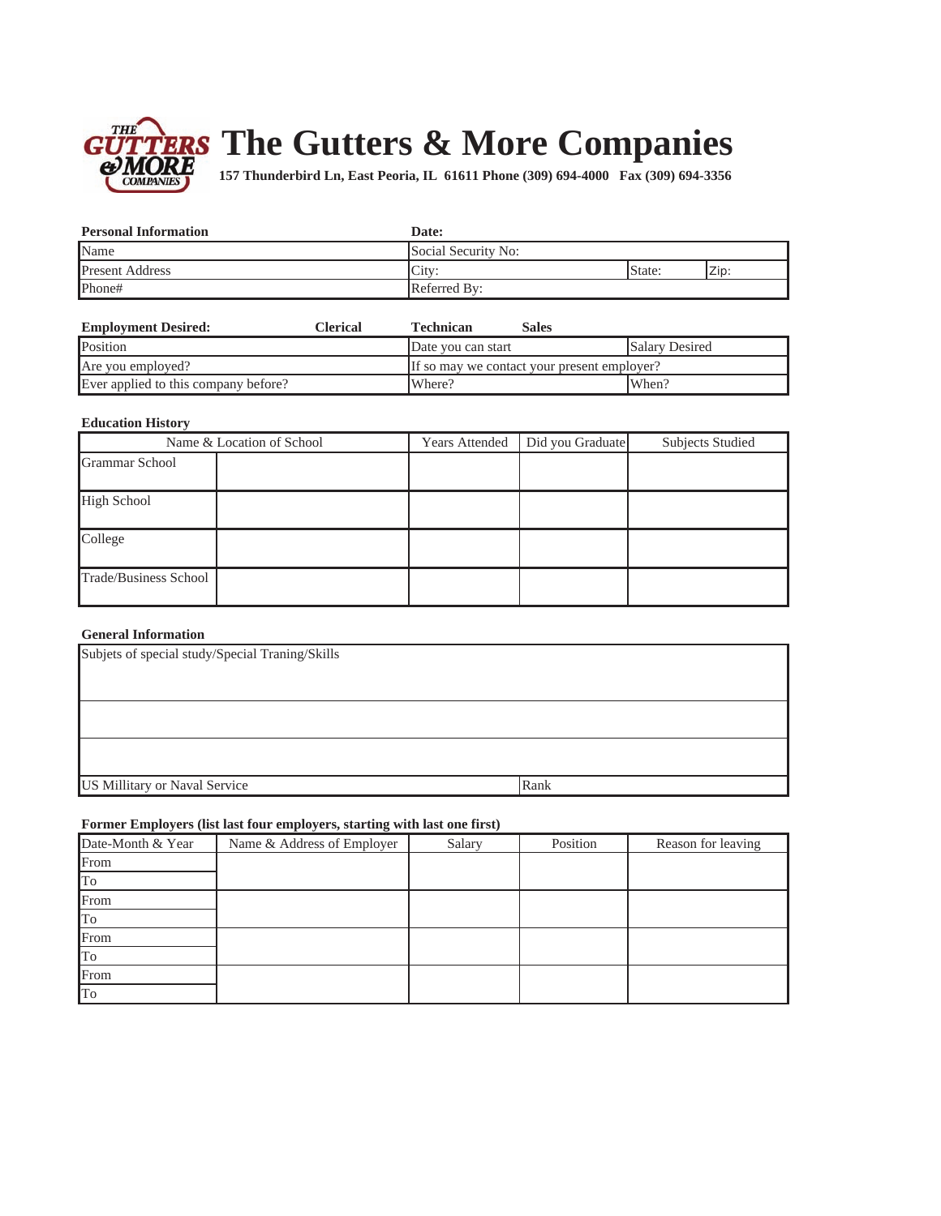# The Gutters & More Companies

**157 Thunderbird Ln, East Peoria, IL 61611 Phone (309) 694-4000 Fax (309) 694-3356**

| **Personal Information** | **Date:** | | |
|---|---|---|---|
| Name | Social Security No: | | |
| Present Address | City: | State: | Zip: |
| Phone# | Referred By: | | |

| **Employment Desired:** **Clerical** | **Technican** **Sales** | |
|---|---|---|
| Position | Date you can start | Salary Desired |
| Are you employed? | If so may we contact your present employer? | |
| Ever applied to this company before? | Where? | When? |

**Education History**

| Name & Location of School | | Years Attended | Did you Graduate | Subjects Studied |
|---|---|---|---|---|
| Grammar School | | | | |
| High School | | | | |
| College | | | | |
| Trade/Business School | | | | |

**General Information**

| Subjets of special study/Special Traning/Skills | |
|---|---|
| | |
| | |
| US Millitary or Naval Service | Rank |

**Former Employers (list last four employers, starting with last one first)**

| Date-Month & Year | Name & Address of Employer | Salary | Position | Reason for leaving |
|---|---|---|---|---|
| From | | | | |
| To | | | | |
| From | | | | |
| To | | | | |
| From | | | | |
| To | | | | |
| From | | | | |
| To | | | | |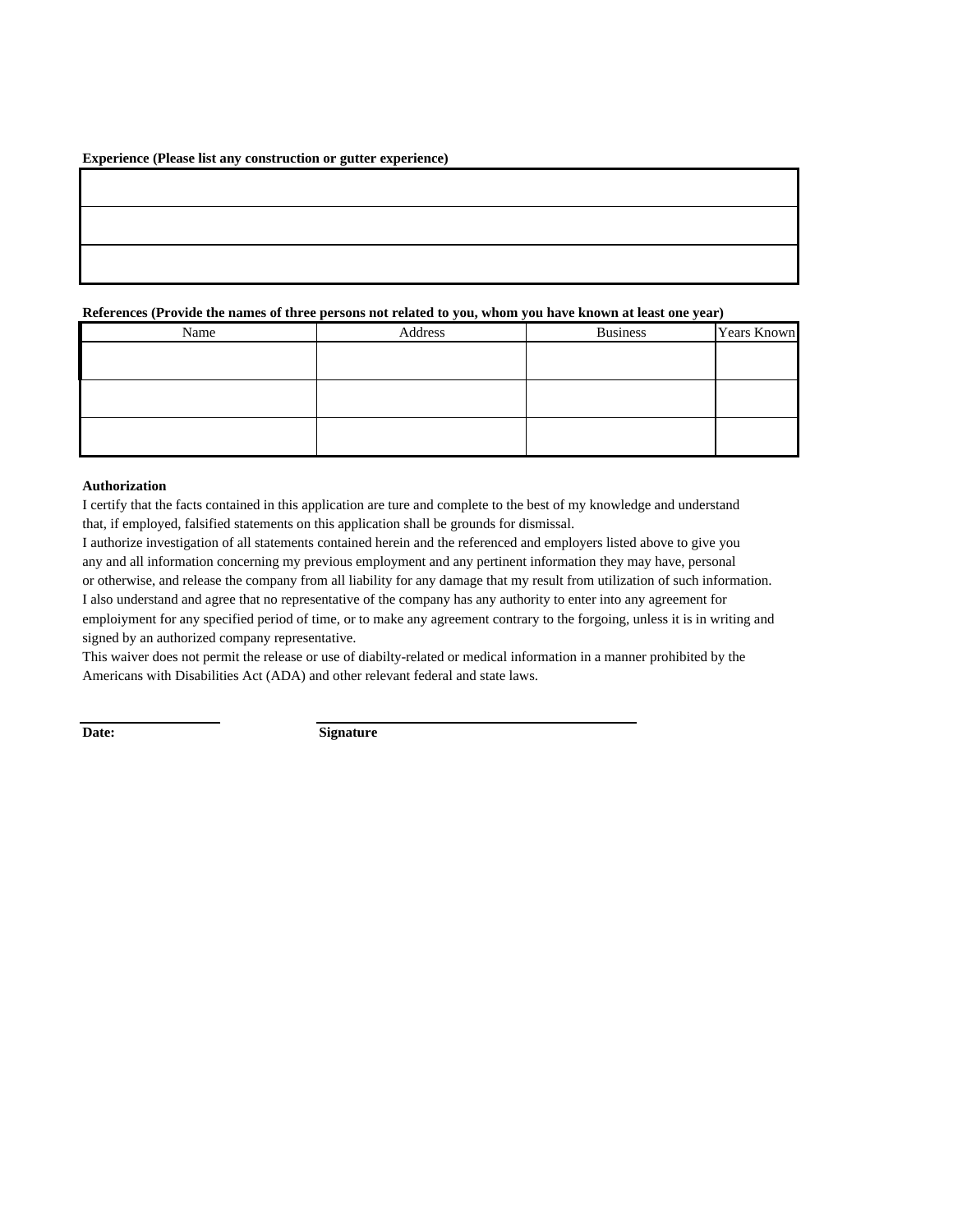**Experience (Please list any construction or gutter experience)**

| |
|---|
| |
| |
| |

**References (Provide the names of three persons not related to you, whom you have known at least one year)**

| Name | Address | Business | Years Known |
|---|---|---|---|
| | | | |
| | | | |
| | | | |

**Authorization**

I certify that the facts contained in this application are ture and complete to the best of my knowledge and understand that, if employed, falsified statements on this application shall be grounds for dismissal.
I authorize investigation of all statements contained herein and the referenced and employers listed above to give you any and all information concerning my previous employment and any pertinent information they may have, personal or otherwise, and release the company from all liability for any damage that my result from utilization of such information.
I also understand and agree that no representative of the company has any authority to enter into any agreement for emploiyment for any specified period of time, or to make any agreement contrary to the forgoing, unless it is in writing and signed by an authorized company representative.
This waiver does not permit the release or use of diabilty-related or medical information in a manner prohibited by the Americans with Disabilities Act (ADA) and other relevant federal and state laws.

**Date:** \_\_\_\_\_\_\_\_\_\_\_\_\_\_ **Signature** \_\_\_\_\_\_\_\_\_\_\_\_\_\_\_\_\_\_\_\_\_\_\_\_\_\_\_\_